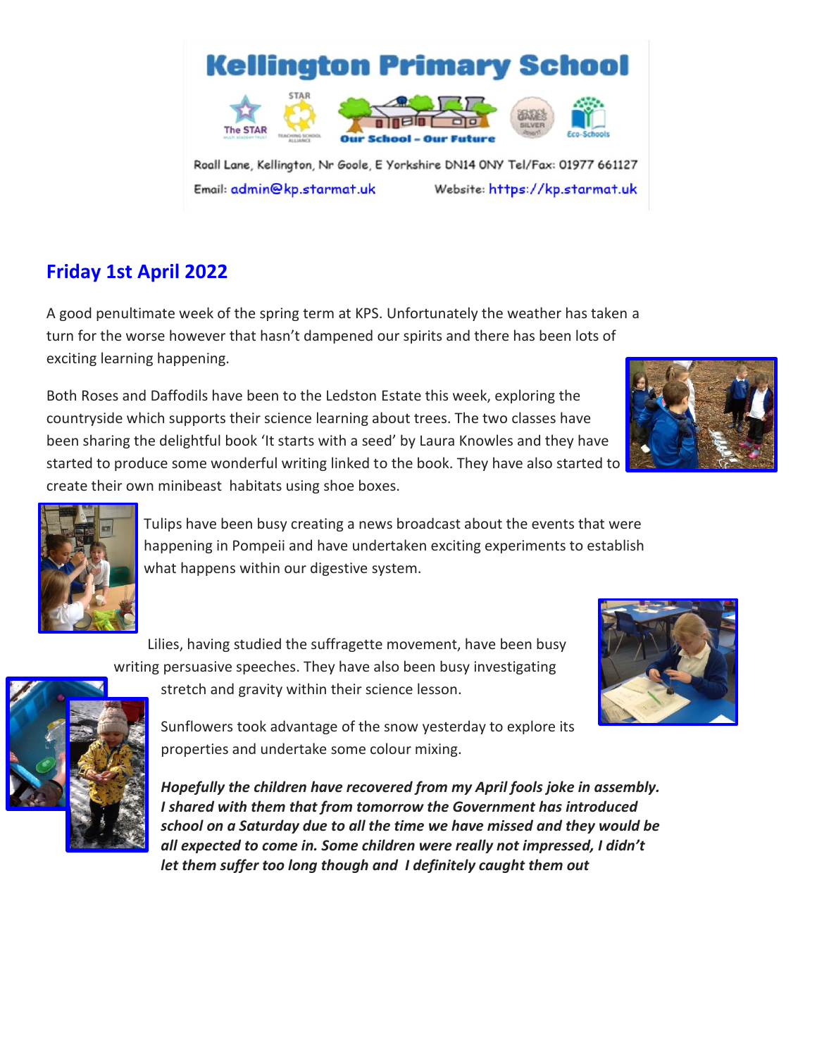# Kellington Primary School

The STAR | STAR Teaching School Alliance | Our School – Our Future | School Games Silver | Eco-Schools

Roall Lane, Kellington, Nr Goole, E Yorkshire DN14 0NY Tel/Fax: 01977 661127

Email: admin@kp.starmat.uk Website: https://kp.starmat.uk

## Friday 1st April 2022

A good penultimate week of the spring term at KPS. Unfortunately the weather has taken a turn for the worse however that hasn't dampened our spirits and there has been lots of exciting learning happening.

Both Roses and Daffodils have been to the Ledston Estate this week, exploring the countryside which supports their science learning about trees. The two classes have been sharing the delightful book 'It starts with a seed' by Laura Knowles and they have started to produce some wonderful writing linked to the book. They have also started to create their own minibeast habitats using shoe boxes.

Tulips have been busy creating a news broadcast about the events that were happening in Pompeii and have undertaken exciting experiments to establish what happens within our digestive system.

Lilies, having studied the suffragette movement, have been busy writing persuasive speeches. They have also been busy investigating stretch and gravity within their science lesson.

Sunflowers took advantage of the snow yesterday to explore its properties and undertake some colour mixing.

***Hopefully the children have recovered from my April fools joke in assembly. I shared with them that from tomorrow the Government has introduced school on a Saturday due to all the time we have missed and they would be all expected to come in. Some children were really not impressed, I didn't let them suffer too long though and I definitely caught them out***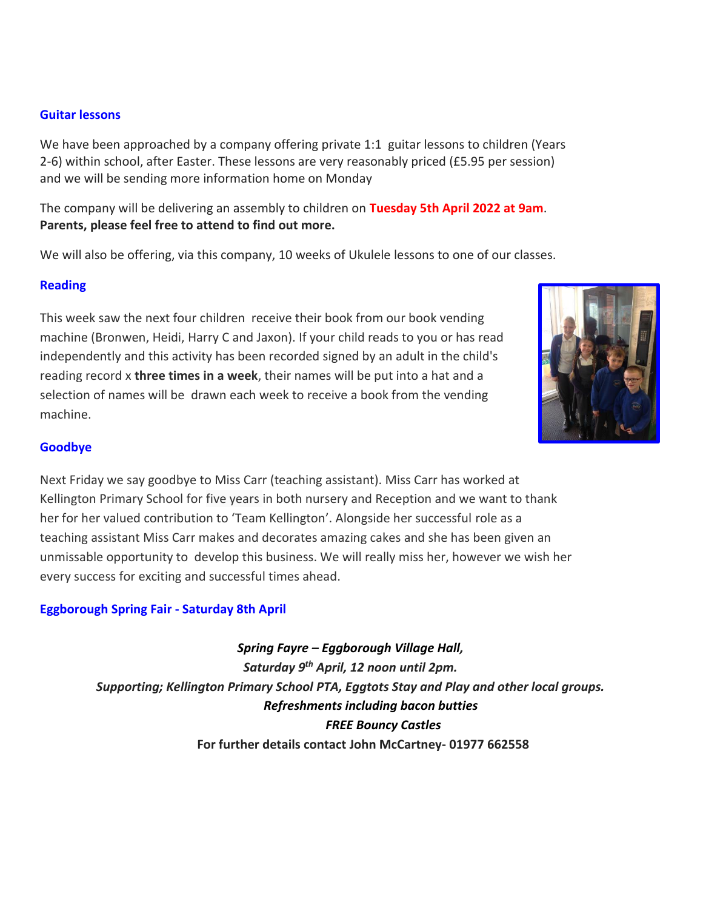## Guitar lessons

We have been approached by a company offering private 1:1 guitar lessons to children (Years 2-6) within school, after Easter. These lessons are very reasonably priced (£5.95 per session) and we will be sending more information home on Monday

The company will be delivering an assembly to children on **Tuesday 5th April 2022 at 9am**. **Parents, please feel free to attend to find out more.**

We will also be offering, via this company, 10 weeks of Ukulele lessons to one of our classes.

## Reading

This week saw the next four children receive their book from our book vending machine (Bronwen, Heidi, Harry C and Jaxon). If your child reads to you or has read independently and this activity has been recorded signed by an adult in the child's reading record x **three times in a week**, their names will be put into a hat and a selection of names will be drawn each week to receive a book from the vending machine.

## Goodbye

Next Friday we say goodbye to Miss Carr (teaching assistant). Miss Carr has worked at Kellington Primary School for five years in both nursery and Reception and we want to thank her for her valued contribution to 'Team Kellington'. Alongside her successful role as a teaching assistant Miss Carr makes and decorates amazing cakes and she has been given an unmissable opportunity to develop this business. We will really miss her, however we wish her every success for exciting and successful times ahead.

## Eggborough Spring Fair - Saturday 8th April

***Spring Fayre – Eggborough Village Hall,***
***Saturday 9th April, 12 noon until 2pm.***
***Supporting; Kellington Primary School PTA, Eggtots Stay and Play and other local groups.***
***Refreshments including bacon butties***
***FREE Bouncy Castles***
**For further details contact John McCartney- 01977 662558**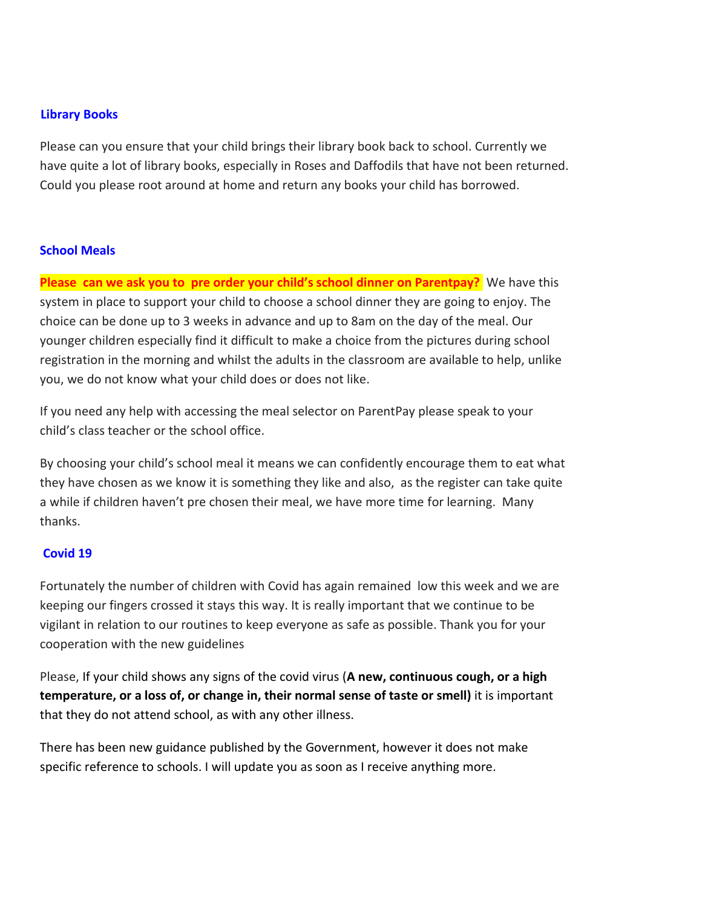## Library Books

Please can you ensure that your child brings their library book back to school. Currently we have quite a lot of library books, especially in Roses and Daffodils that have not been returned. Could you please root around at home and return any books your child has borrowed.

## School Meals

**Please can we ask you to pre order your child's school dinner on Parentpay?** We have this system in place to support your child to choose a school dinner they are going to enjoy. The choice can be done up to 3 weeks in advance and up to 8am on the day of the meal. Our younger children especially find it difficult to make a choice from the pictures during school registration in the morning and whilst the adults in the classroom are available to help, unlike you, we do not know what your child does or does not like.

If you need any help with accessing the meal selector on ParentPay please speak to your child's class teacher or the school office.

By choosing your child's school meal it means we can confidently encourage them to eat what they have chosen as we know it is something they like and also, as the register can take quite a while if children haven't pre chosen their meal, we have more time for learning. Many thanks.

## Covid 19

Fortunately the number of children with Covid has again remained low this week and we are keeping our fingers crossed it stays this way. It is really important that we continue to be vigilant in relation to our routines to keep everyone as safe as possible. Thank you for your cooperation with the new guidelines

Please, If your child shows any signs of the covid virus (**A new, continuous cough, or a high temperature, or a loss of, or change in, their normal sense of taste or smell)** it is important that they do not attend school, as with any other illness.

There has been new guidance published by the Government, however it does not make specific reference to schools. I will update you as soon as I receive anything more.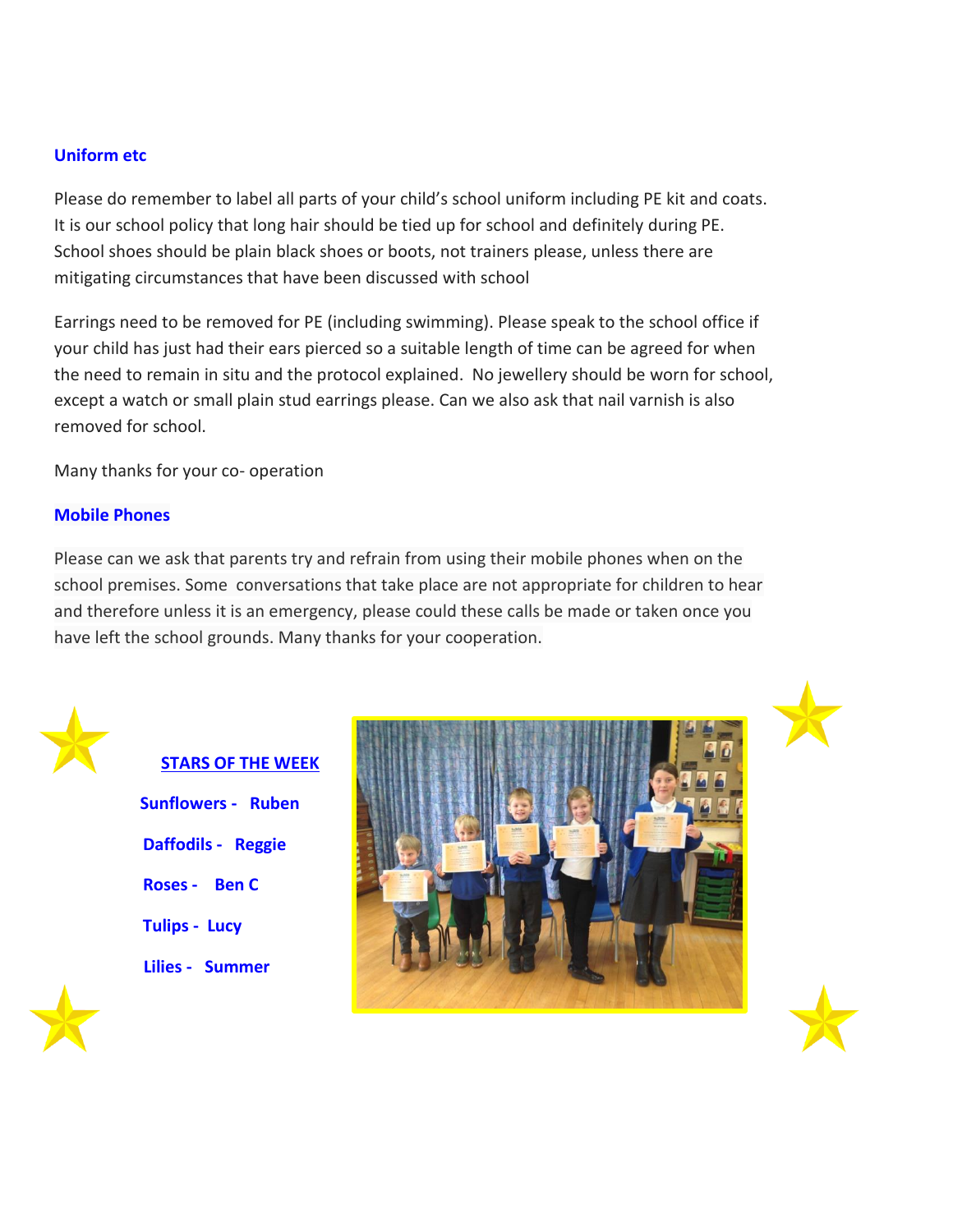## Uniform etc

Please do remember to label all parts of your child's school uniform including PE kit and coats. It is our school policy that long hair should be tied up for school and definitely during PE. School shoes should be plain black shoes or boots, not trainers please, unless there are mitigating circumstances that have been discussed with school

Earrings need to be removed for PE (including swimming). Please speak to the school office if your child has just had their ears pierced so a suitable length of time can be agreed for when the need to remain in situ and the protocol explained. No jewellery should be worn for school, except a watch or small plain stud earrings please. Can we also ask that nail varnish is also removed for school.

Many thanks for your co- operation

## Mobile Phones

Please can we ask that parents try and refrain from using their mobile phones when on the school premises. Some conversations that take place are not appropriate for children to hear and therefore unless it is an emergency, please could these calls be made or taken once you have left the school grounds. Many thanks for your cooperation.

## STARS OF THE WEEK

**Sunflowers - Ruben**

**Daffodils - Reggie**

**Roses - Ben C**

**Tulips - Lucy**

**Lilies - Summer**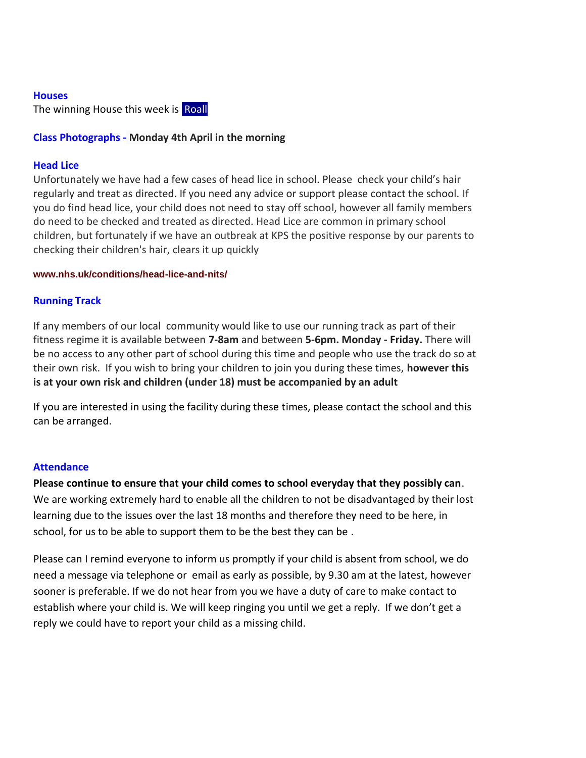## Houses

The winning House this week is Roall

## Class Photographs - **Monday 4th April in the morning**

## Head Lice

Unfortunately we have had a few cases of head lice in school. Please check your child's hair regularly and treat as directed. If you need any advice or support please contact the school. If you do find head lice, your child does not need to stay off school, however all family members do need to be checked and treated as directed. Head Lice are common in primary school children, but fortunately if we have an outbreak at KPS the positive response by our parents to checking their children's hair, clears it up quickly

**www.nhs.uk/conditions/head-lice-and-nits/**

## Running Track

If any members of our local community would like to use our running track as part of their fitness regime it is available between **7-8am** and between **5-6pm. Monday - Friday.** There will be no access to any other part of school during this time and people who use the track do so at their own risk. If you wish to bring your children to join you during these times, **however this is at your own risk and children (under 18) must be accompanied by an adult**

If you are interested in using the facility during these times, please contact the school and this can be arranged.

## Attendance

**Please continue to ensure that your child comes to school everyday that they possibly can**. We are working extremely hard to enable all the children to not be disadvantaged by their lost learning due to the issues over the last 18 months and therefore they need to be here, in school, for us to be able to support them to be the best they can be .

Please can I remind everyone to inform us promptly if your child is absent from school, we do need a message via telephone or email as early as possible, by 9.30 am at the latest, however sooner is preferable. If we do not hear from you we have a duty of care to make contact to establish where your child is. We will keep ringing you until we get a reply. If we don't get a reply we could have to report your child as a missing child.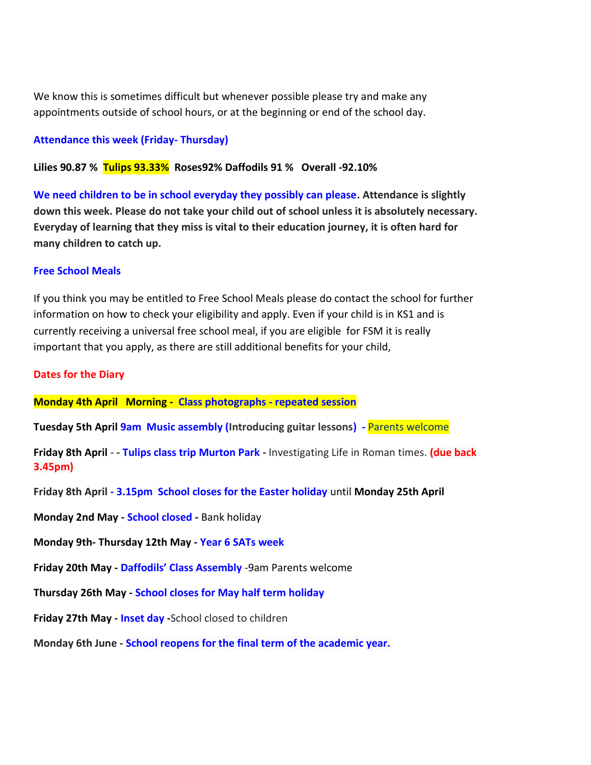We know this is sometimes difficult but whenever possible please try and make any appointments outside of school hours, or at the beginning or end of the school day.

**Attendance this week (Friday- Thursday)**

**Lilies 90.87 % Tulips 93.33% Roses92% Daffodils 91 % Overall -92.10%**

**We need children to be in school everyday they possibly can please. Attendance is slightly down this week. Please do not take your child out of school unless it is absolutely necessary. Everyday of learning that they miss is vital to their education journey, it is often hard for many children to catch up.**

**Free School Meals**

If you think you may be entitled to Free School Meals please do contact the school for further information on how to check your eligibility and apply. Even if your child is in KS1 and is currently receiving a universal free school meal, if you are eligible for FSM it is really important that you apply, as there are still additional benefits for your child,

**Dates for the Diary**

**Monday 4th April Morning - Class photographs - repeated session**

**Tuesday 5th April 9am Music assembly (Introducing guitar lessons)** - Parents welcome

**Friday 8th April** - - **Tulips class trip Murton Park** - Investigating Life in Roman times. **(due back 3.45pm)**

**Friday 8th April - 3.15pm School closes for the Easter holiday** until **Monday 25th April**

**Monday 2nd May** - **School closed** - Bank holiday

**Monday 9th- Thursday 12th May** - **Year 6 SATs week**

**Friday 20th May** - **Daffodils' Class Assembly** -9am Parents welcome

**Thursday 26th May** - **School closes for May half term holiday**

**Friday 27th May** - **Inset day** -School closed to children

**Monday 6th June** - **School reopens for the final term of the academic year.**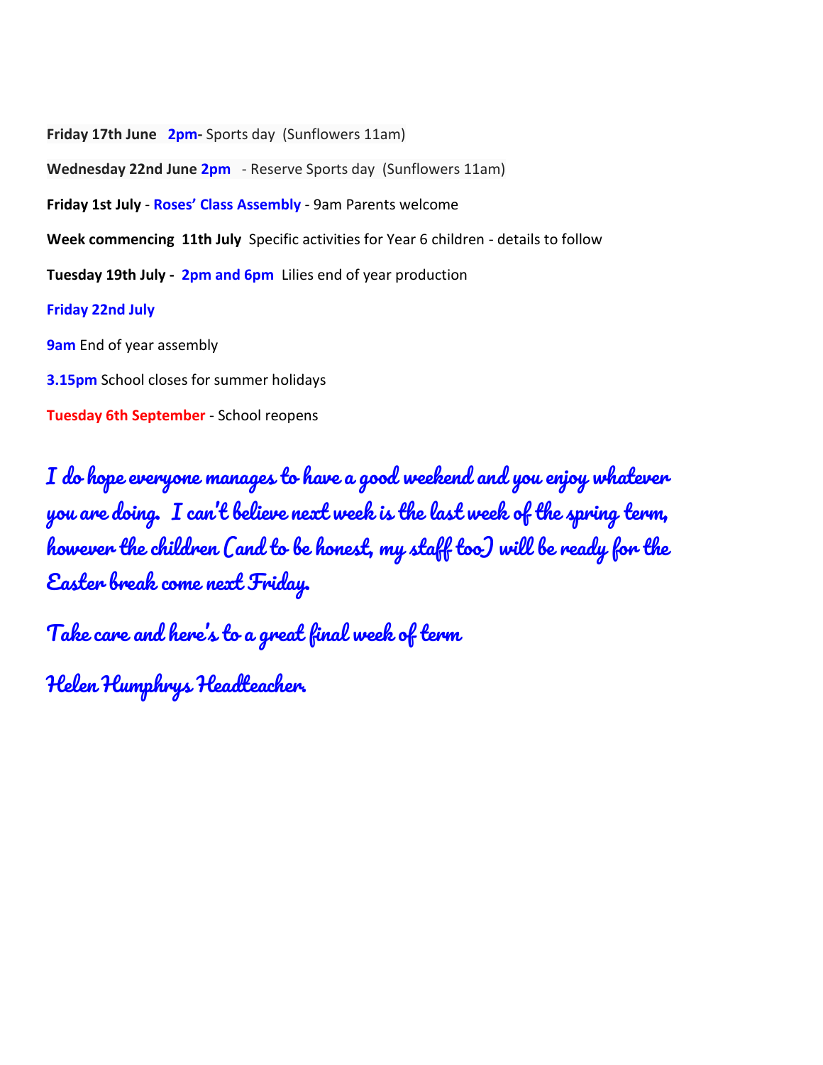**Friday 17th June** **2pm-** Sports day (Sunflowers 11am)

**Wednesday 22nd June** **2pm** - Reserve Sports day (Sunflowers 11am)

**Friday 1st July** - **Roses' Class Assembly** - 9am Parents welcome

**Week commencing 11th July** Specific activities for Year 6 children - details to follow

**Tuesday 19th July -** **2pm and 6pm** Lilies end of year production

**Friday 22nd July**

**9am** End of year assembly

**3.15pm** School closes for summer holidays

**Tuesday 6th September** - School reopens

*I do hope everyone manages to have a good weekend and you enjoy whatever you are doing. I can't believe next week is the last week of the spring term, however the children (and to be honest, my staff too) will be ready for the Easter break come next Friday.*

*Take care and here's to a great final week of term*

*Helen Humphrys Headteacher.*